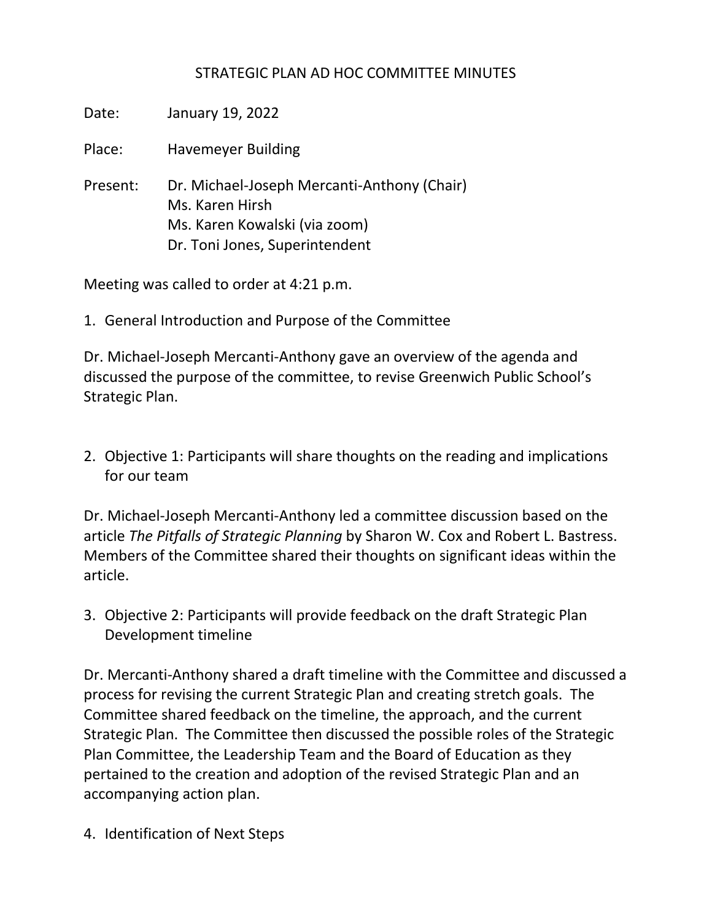# STRATEGIC PLAN AD HOC COMMITTEE MINUTES

Date: January 19, 2022

Place: Havemeyer Building

Present: Dr. Michael-Joseph Mercanti-Anthony (Chair)
Ms. Karen Hirsh
Ms. Karen Kowalski (via zoom)
Dr. Toni Jones, Superintendent

Meeting was called to order at 4:21 p.m.

1. General Introduction and Purpose of the Committee

Dr. Michael-Joseph Mercanti-Anthony gave an overview of the agenda and discussed the purpose of the committee, to revise Greenwich Public School's Strategic Plan.

2. Objective 1: Participants will share thoughts on the reading and implications for our team

Dr. Michael-Joseph Mercanti-Anthony led a committee discussion based on the article *The Pitfalls of Strategic Planning* by Sharon W. Cox and Robert L. Bastress. Members of the Committee shared their thoughts on significant ideas within the article.

3. Objective 2: Participants will provide feedback on the draft Strategic Plan Development timeline

Dr. Mercanti-Anthony shared a draft timeline with the Committee and discussed a process for revising the current Strategic Plan and creating stretch goals. The Committee shared feedback on the timeline, the approach, and the current Strategic Plan. The Committee then discussed the possible roles of the Strategic Plan Committee, the Leadership Team and the Board of Education as they pertained to the creation and adoption of the revised Strategic Plan and an accompanying action plan.

4. Identification of Next Steps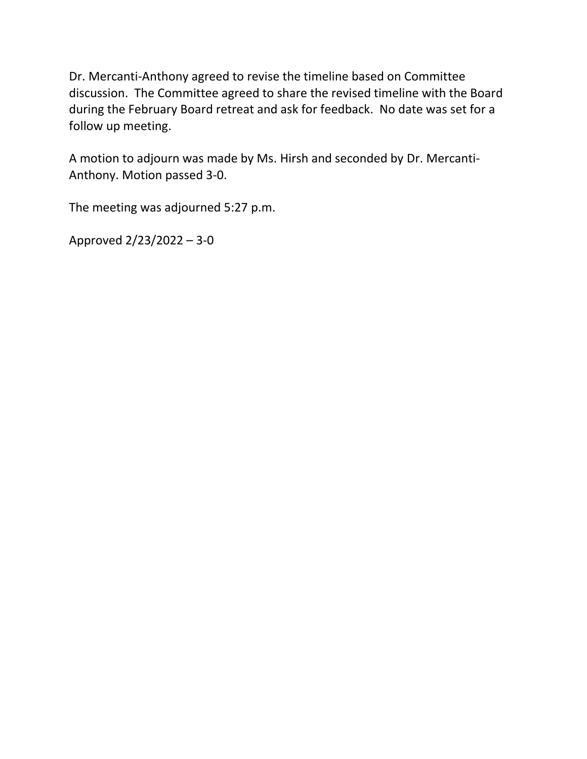Dr. Mercanti-Anthony agreed to revise the timeline based on Committee discussion. The Committee agreed to share the revised timeline with the Board during the February Board retreat and ask for feedback. No date was set for a follow up meeting.

A motion to adjourn was made by Ms. Hirsh and seconded by Dr. Mercanti-Anthony. Motion passed 3-0.

The meeting was adjourned 5:27 p.m.

Approved 2/23/2022 – 3-0